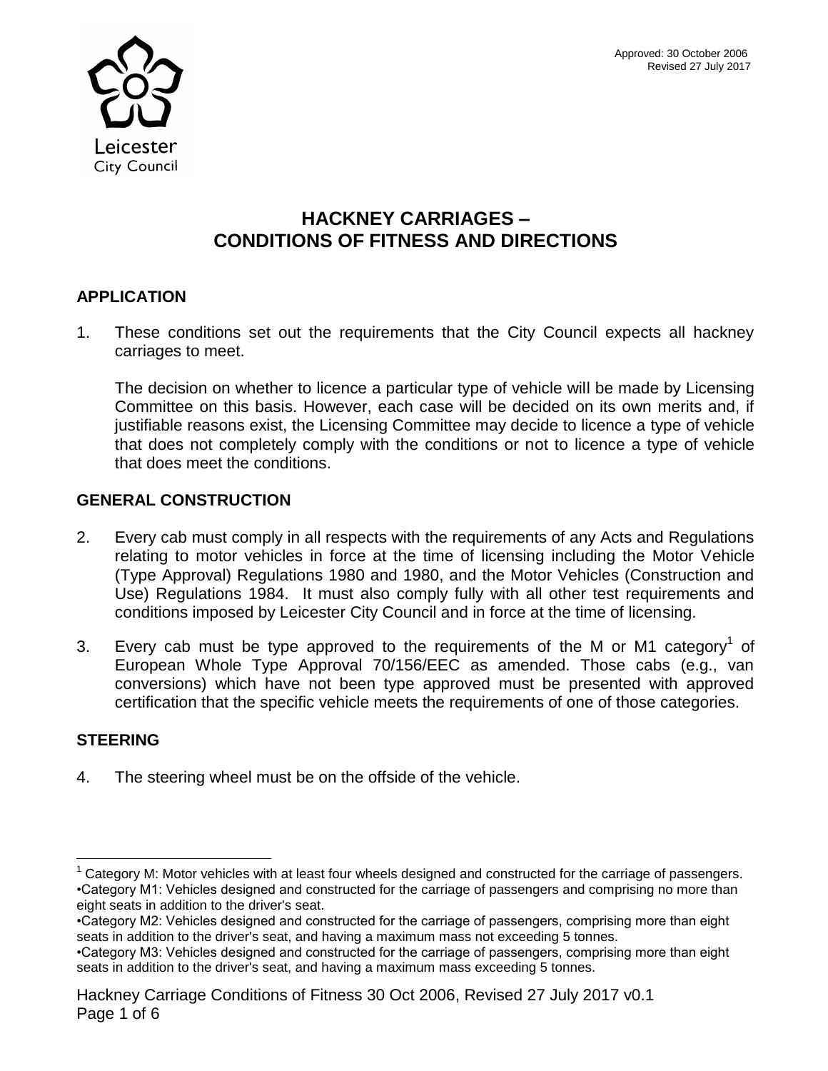Leicester City Council

Approved: 30 October 2006
Revised 27 July 2017

# HACKNEY CARRIAGES – CONDITIONS OF FITNESS AND DIRECTIONS

## APPLICATION

1. These conditions set out the requirements that the City Council expects all hackney carriages to meet.

   The decision on whether to licence a particular type of vehicle will be made by Licensing Committee on this basis. However, each case will be decided on its own merits and, if justifiable reasons exist, the Licensing Committee may decide to licence a type of vehicle that does not completely comply with the conditions or not to licence a type of vehicle that does meet the conditions.

## GENERAL CONSTRUCTION

2. Every cab must comply in all respects with the requirements of any Acts and Regulations relating to motor vehicles in force at the time of licensing including the Motor Vehicle (Type Approval) Regulations 1980 and 1980, and the Motor Vehicles (Construction and Use) Regulations 1984. It must also comply fully with all other test requirements and conditions imposed by Leicester City Council and in force at the time of licensing.

3. Every cab must be type approved to the requirements of the M or M1 category[1] of European Whole Type Approval 70/156/EEC as amended. Those cabs (e.g., van conversions) which have not been type approved must be presented with approved certification that the specific vehicle meets the requirements of one of those categories.

## STEERING

4. The steering wheel must be on the offside of the vehicle.

---

[1] Category M: Motor vehicles with at least four wheels designed and constructed for the carriage of passengers.
•Category M1: Vehicles designed and constructed for the carriage of passengers and comprising no more than eight seats in addition to the driver's seat.
•Category M2: Vehicles designed and constructed for the carriage of passengers, comprising more than eight seats in addition to the driver's seat, and having a maximum mass not exceeding 5 tonnes.
•Category M3: Vehicles designed and constructed for the carriage of passengers, comprising more than eight seats in addition to the driver's seat, and having a maximum mass exceeding 5 tonnes.

Hackney Carriage Conditions of Fitness 30 Oct 2006, Revised 27 July 2017 v0.1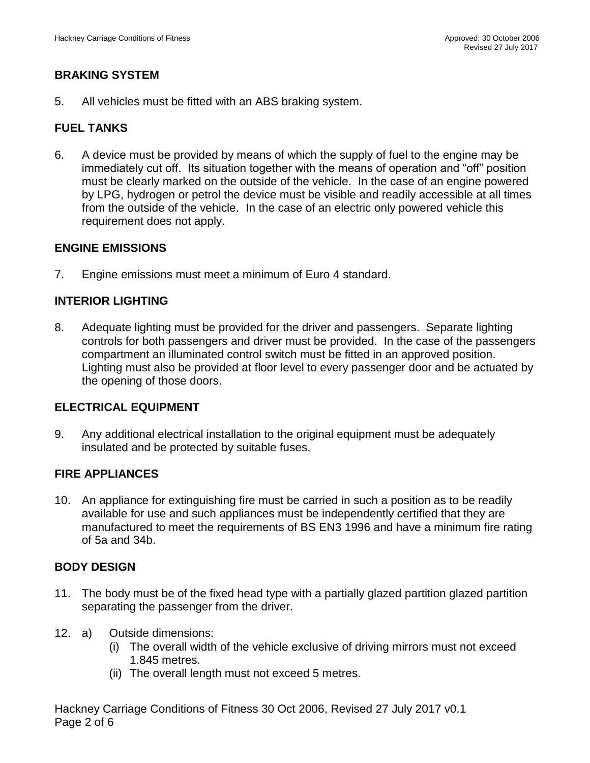## BRAKING SYSTEM

5. All vehicles must be fitted with an ABS braking system.

## FUEL TANKS

6. A device must be provided by means of which the supply of fuel to the engine may be immediately cut off. Its situation together with the means of operation and "off" position must be clearly marked on the outside of the vehicle. In the case of an engine powered by LPG, hydrogen or petrol the device must be visible and readily accessible at all times from the outside of the vehicle. In the case of an electric only powered vehicle this requirement does not apply.

## ENGINE EMISSIONS

7. Engine emissions must meet a minimum of Euro 4 standard.

## INTERIOR LIGHTING

8. Adequate lighting must be provided for the driver and passengers. Separate lighting controls for both passengers and driver must be provided. In the case of the passengers compartment an illuminated control switch must be fitted in an approved position. Lighting must also be provided at floor level to every passenger door and be actuated by the opening of those doors.

## ELECTRICAL EQUIPMENT

9. Any additional electrical installation to the original equipment must be adequately insulated and be protected by suitable fuses.

## FIRE APPLIANCES

10. An appliance for extinguishing fire must be carried in such a position as to be readily available for use and such appliances must be independently certified that they are manufactured to meet the requirements of BS EN3 1996 and have a minimum fire rating of 5a and 34b.

## BODY DESIGN

11. The body must be of the fixed head type with a partially glazed partition glazed partition separating the passenger from the driver.

12. a) Outside dimensions:
    - (i) The overall width of the vehicle exclusive of driving mirrors must not exceed 1.845 metres.
    - (ii) The overall length must not exceed 5 metres.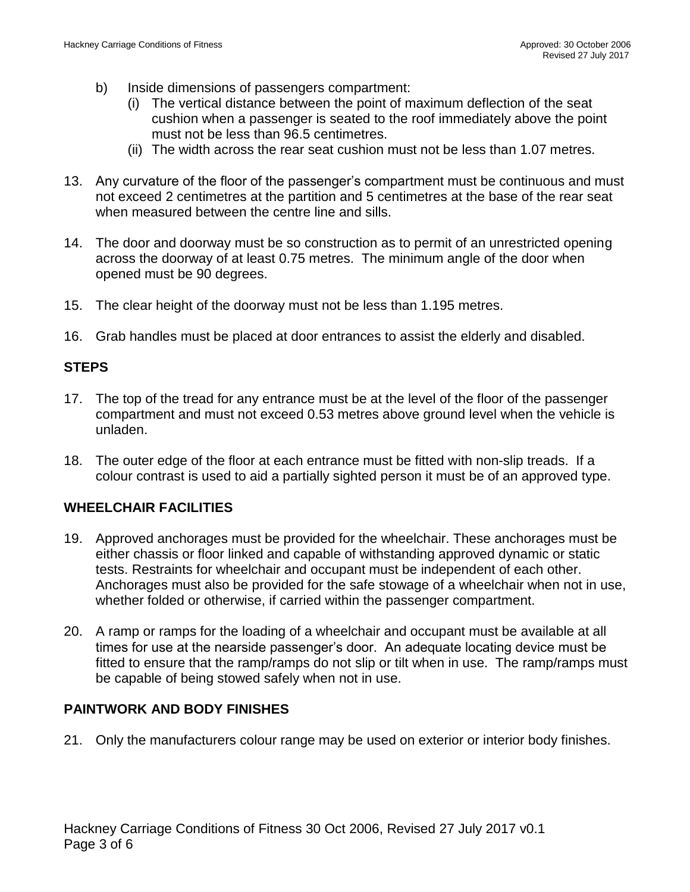b) Inside dimensions of passengers compartment:
   (i) The vertical distance between the point of maximum deflection of the seat cushion when a passenger is seated to the roof immediately above the point must not be less than 96.5 centimetres.
   (ii) The width across the rear seat cushion must not be less than 1.07 metres.

13. Any curvature of the floor of the passenger's compartment must be continuous and must not exceed 2 centimetres at the partition and 5 centimetres at the base of the rear seat when measured between the centre line and sills.

14. The door and doorway must be so construction as to permit of an unrestricted opening across the doorway of at least 0.75 metres. The minimum angle of the door when opened must be 90 degrees.

15. The clear height of the doorway must not be less than 1.195 metres.

16. Grab handles must be placed at door entrances to assist the elderly and disabled.

## STEPS

17. The top of the tread for any entrance must be at the level of the floor of the passenger compartment and must not exceed 0.53 metres above ground level when the vehicle is unladen.

18. The outer edge of the floor at each entrance must be fitted with non-slip treads. If a colour contrast is used to aid a partially sighted person it must be of an approved type.

## WHEELCHAIR FACILITIES

19. Approved anchorages must be provided for the wheelchair. These anchorages must be either chassis or floor linked and capable of withstanding approved dynamic or static tests. Restraints for wheelchair and occupant must be independent of each other. Anchorages must also be provided for the safe stowage of a wheelchair when not in use, whether folded or otherwise, if carried within the passenger compartment.

20. A ramp or ramps for the loading of a wheelchair and occupant must be available at all times for use at the nearside passenger's door. An adequate locating device must be fitted to ensure that the ramp/ramps do not slip or tilt when in use. The ramp/ramps must be capable of being stowed safely when not in use.

## PAINTWORK AND BODY FINISHES

21. Only the manufacturers colour range may be used on exterior or interior body finishes.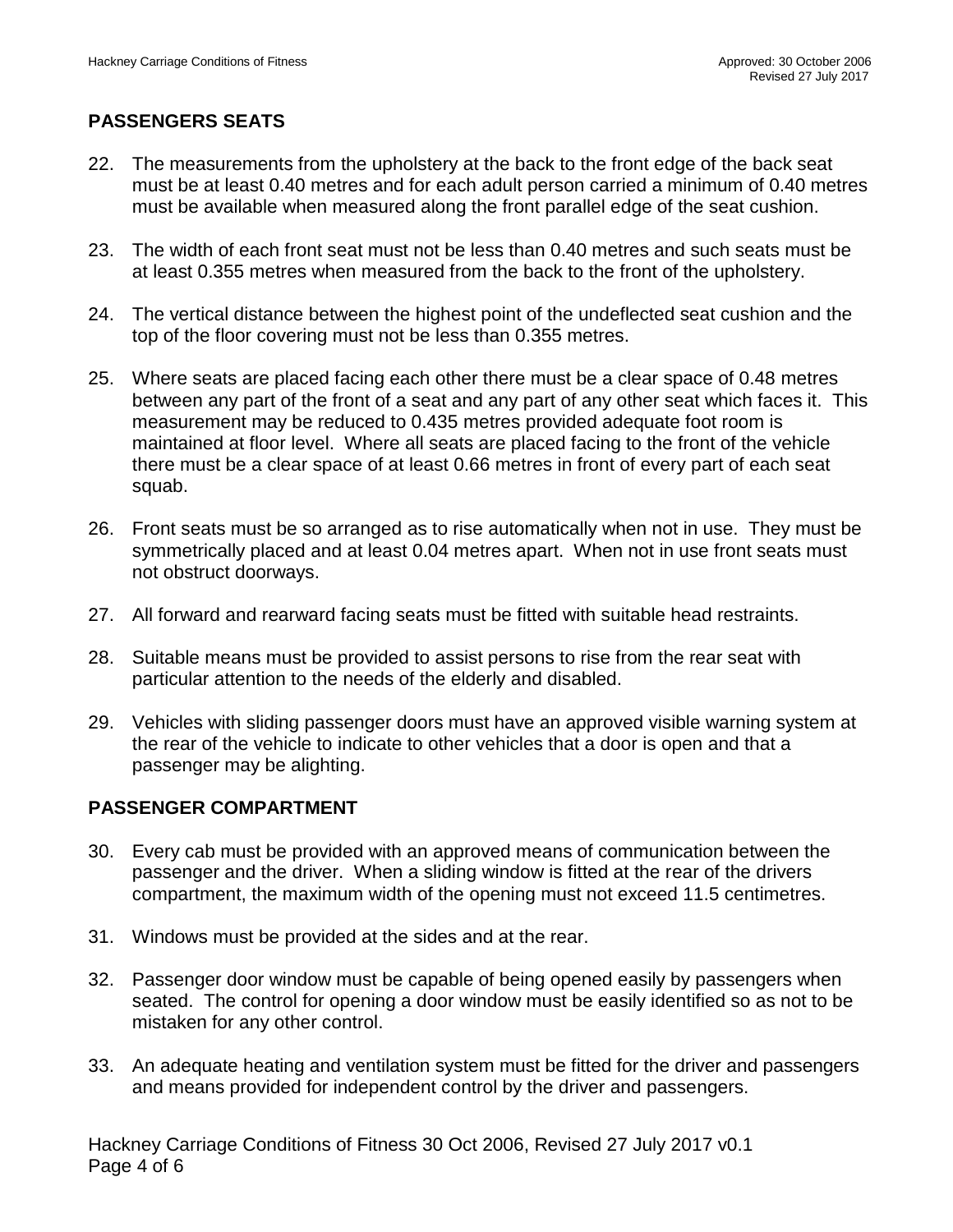## PASSENGERS SEATS

22. The measurements from the upholstery at the back to the front edge of the back seat must be at least 0.40 metres and for each adult person carried a minimum of 0.40 metres must be available when measured along the front parallel edge of the seat cushion.

23. The width of each front seat must not be less than 0.40 metres and such seats must be at least 0.355 metres when measured from the back to the front of the upholstery.

24. The vertical distance between the highest point of the undeflected seat cushion and the top of the floor covering must not be less than 0.355 metres.

25. Where seats are placed facing each other there must be a clear space of 0.48 metres between any part of the front of a seat and any part of any other seat which faces it. This measurement may be reduced to 0.435 metres provided adequate foot room is maintained at floor level. Where all seats are placed facing to the front of the vehicle there must be a clear space of at least 0.66 metres in front of every part of each seat squab.

26. Front seats must be so arranged as to rise automatically when not in use. They must be symmetrically placed and at least 0.04 metres apart. When not in use front seats must not obstruct doorways.

27. All forward and rearward facing seats must be fitted with suitable head restraints.

28. Suitable means must be provided to assist persons to rise from the rear seat with particular attention to the needs of the elderly and disabled.

29. Vehicles with sliding passenger doors must have an approved visible warning system at the rear of the vehicle to indicate to other vehicles that a door is open and that a passenger may be alighting.

## PASSENGER COMPARTMENT

30. Every cab must be provided with an approved means of communication between the passenger and the driver. When a sliding window is fitted at the rear of the drivers compartment, the maximum width of the opening must not exceed 11.5 centimetres.

31. Windows must be provided at the sides and at the rear.

32. Passenger door window must be capable of being opened easily by passengers when seated. The control for opening a door window must be easily identified so as not to be mistaken for any other control.

33. An adequate heating and ventilation system must be fitted for the driver and passengers and means provided for independent control by the driver and passengers.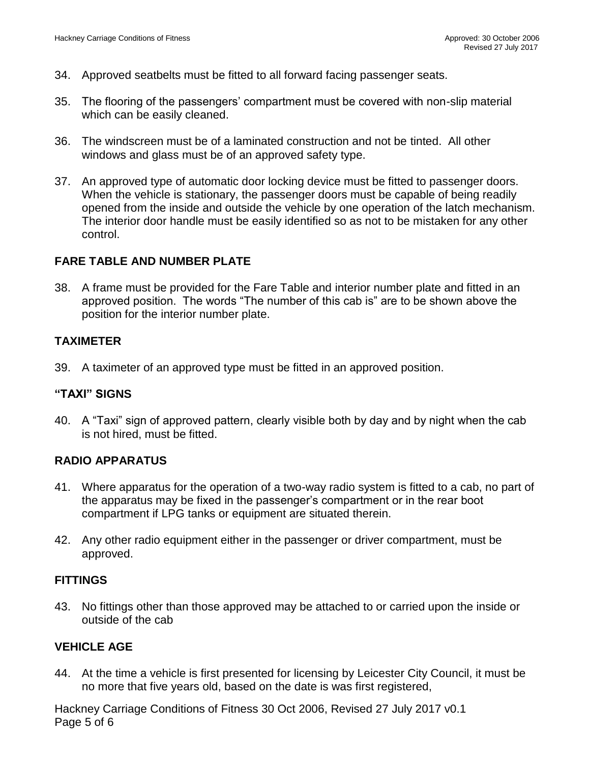34. Approved seatbelts must be fitted to all forward facing passenger seats.

35. The flooring of the passengers' compartment must be covered with non-slip material which can be easily cleaned.

36. The windscreen must be of a laminated construction and not be tinted. All other windows and glass must be of an approved safety type.

37. An approved type of automatic door locking device must be fitted to passenger doors. When the vehicle is stationary, the passenger doors must be capable of being readily opened from the inside and outside the vehicle by one operation of the latch mechanism. The interior door handle must be easily identified so as not to be mistaken for any other control.

### FARE TABLE AND NUMBER PLATE

38. A frame must be provided for the Fare Table and interior number plate and fitted in an approved position. The words "The number of this cab is" are to be shown above the position for the interior number plate.

### TAXIMETER

39. A taximeter of an approved type must be fitted in an approved position.

### "TAXI" SIGNS

40. A "Taxi" sign of approved pattern, clearly visible both by day and by night when the cab is not hired, must be fitted.

### RADIO APPARATUS

41. Where apparatus for the operation of a two-way radio system is fitted to a cab, no part of the apparatus may be fixed in the passenger's compartment or in the rear boot compartment if LPG tanks or equipment are situated therein.

42. Any other radio equipment either in the passenger or driver compartment, must be approved.

### FITTINGS

43. No fittings other than those approved may be attached to or carried upon the inside or outside of the cab

### VEHICLE AGE

44. At the time a vehicle is first presented for licensing by Leicester City Council, it must be no more that five years old, based on the date is was first registered,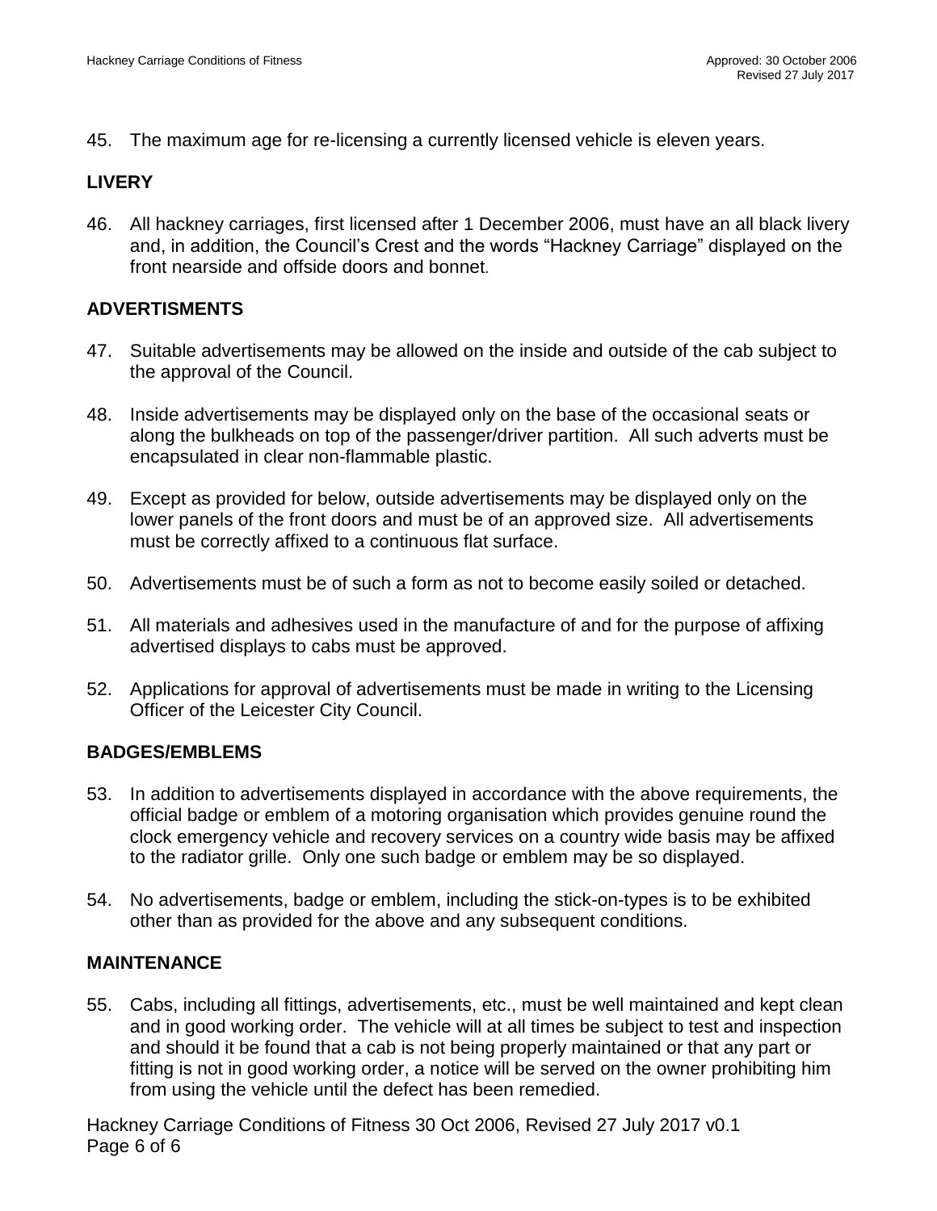45. The maximum age for re-licensing a currently licensed vehicle is eleven years.

## LIVERY

46. All hackney carriages, first licensed after 1 December 2006, must have an all black livery and, in addition, the Council's Crest and the words "Hackney Carriage" displayed on the front nearside and offside doors and bonnet.

## ADVERTISMENTS

47. Suitable advertisements may be allowed on the inside and outside of the cab subject to the approval of the Council.

48. Inside advertisements may be displayed only on the base of the occasional seats or along the bulkheads on top of the passenger/driver partition. All such adverts must be encapsulated in clear non-flammable plastic.

49. Except as provided for below, outside advertisements may be displayed only on the lower panels of the front doors and must be of an approved size. All advertisements must be correctly affixed to a continuous flat surface.

50. Advertisements must be of such a form as not to become easily soiled or detached.

51. All materials and adhesives used in the manufacture of and for the purpose of affixing advertised displays to cabs must be approved.

52. Applications for approval of advertisements must be made in writing to the Licensing Officer of the Leicester City Council.

## BADGES/EMBLEMS

53. In addition to advertisements displayed in accordance with the above requirements, the official badge or emblem of a motoring organisation which provides genuine round the clock emergency vehicle and recovery services on a country wide basis may be affixed to the radiator grille. Only one such badge or emblem may be so displayed.

54. No advertisements, badge or emblem, including the stick-on-types is to be exhibited other than as provided for the above and any subsequent conditions.

## MAINTENANCE

55. Cabs, including all fittings, advertisements, etc., must be well maintained and kept clean and in good working order. The vehicle will at all times be subject to test and inspection and should it be found that a cab is not being properly maintained or that any part or fitting is not in good working order, a notice will be served on the owner prohibiting him from using the vehicle until the defect has been remedied.